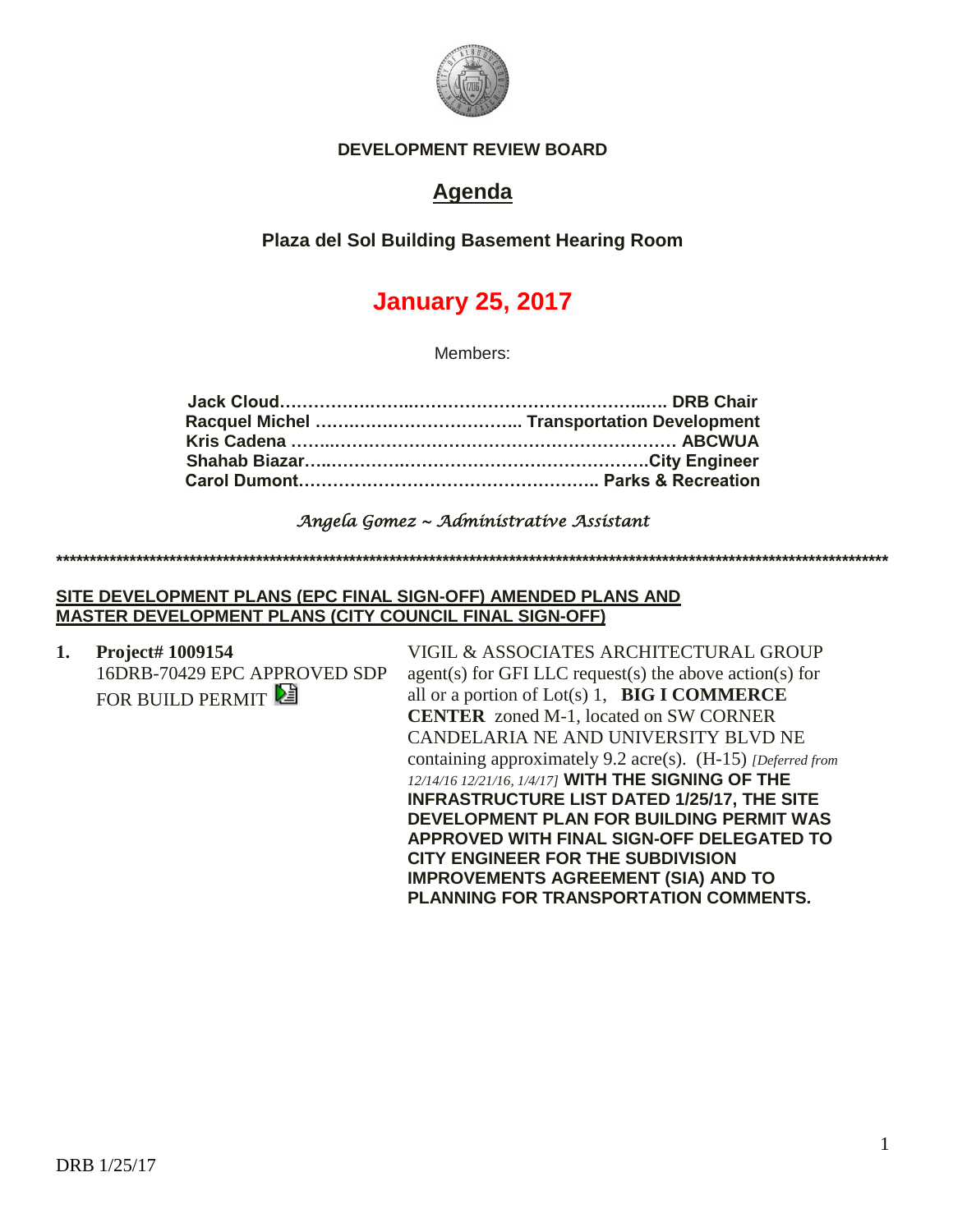**DEVELOPMENT REVIEW BOARD**

# Agenda

**Plaza del Sol Building Basement Hearing Room**

## January 25, 2017

Members:

**Jack Cloud……………………………………………………….…. DRB Chair**
**Racquel Michel …………………………….. Transportation Development**
**Kris Cadena ……………………………………………………….. ABCWUA**
**Shahab Biazar…………………………………………………City Engineer**
**Carol Dumont…………………………………………….. Parks & Recreation**

*Angela Gomez ~ Administrative Assistant*

**************************************************************************************************************************

**SITE DEVELOPMENT PLANS (EPC FINAL SIGN-OFF) AMENDED PLANS AND MASTER DEVELOPMENT PLANS (CITY COUNCIL FINAL SIGN-OFF)**

1. **Project# 1009154**
   16DRB-70429 EPC APPROVED SDP FOR BUILD PERMIT

   VIGIL & ASSOCIATES ARCHITECTURAL GROUP agent(s) for GFI LLC request(s) the above action(s) for all or a portion of Lot(s) 1, **BIG I COMMERCE CENTER** zoned M-1, located on SW CORNER CANDELARIA NE AND UNIVERSITY BLVD NE containing approximately 9.2 acre(s). (H-15) *[Deferred from 12/14/16 12/21/16, 1/4/17]* **WITH THE SIGNING OF THE INFRASTRUCTURE LIST DATED 1/25/17, THE SITE DEVELOPMENT PLAN FOR BUILDING PERMIT WAS APPROVED WITH FINAL SIGN-OFF DELEGATED TO CITY ENGINEER FOR THE SUBDIVISION IMPROVEMENTS AGREEMENT (SIA) AND TO PLANNING FOR TRANSPORTATION COMMENTS.**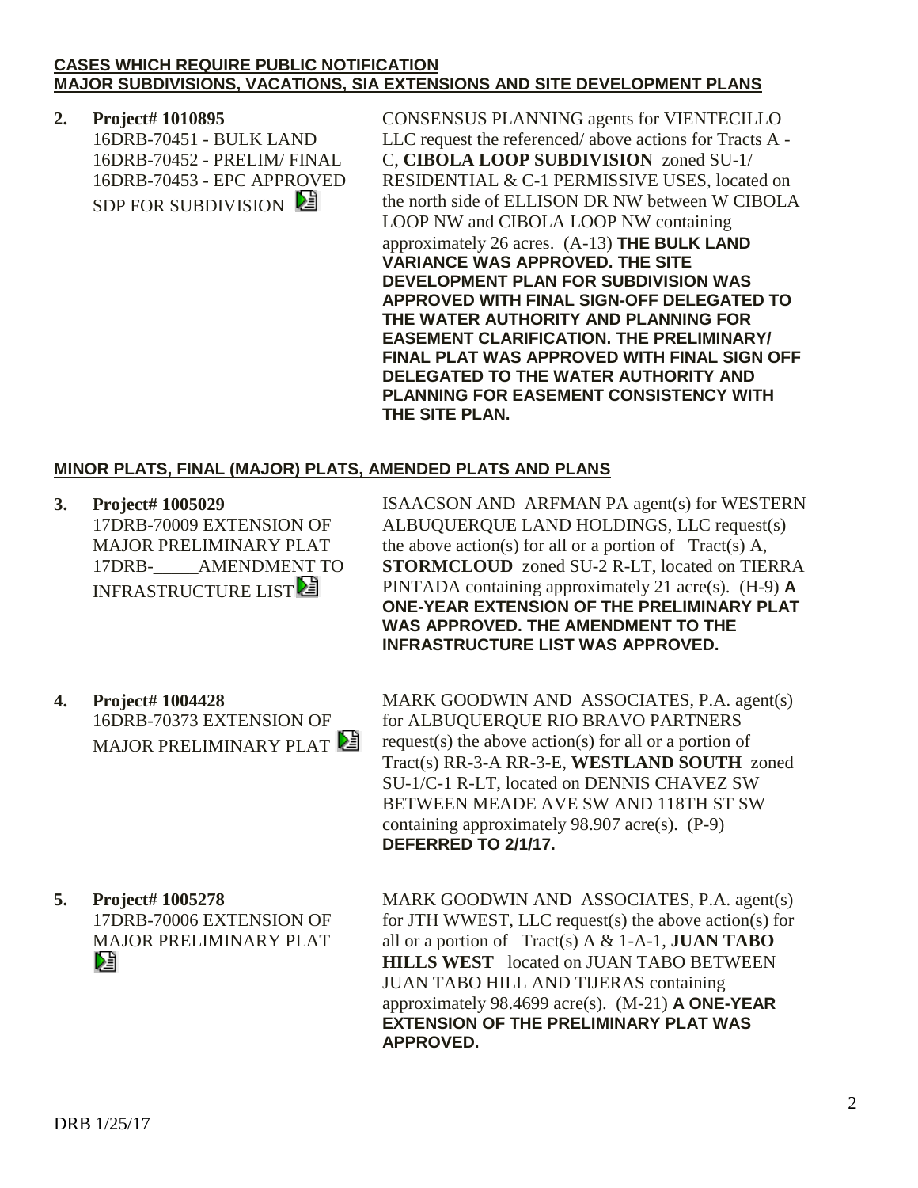**CASES WHICH REQUIRE PUBLIC NOTIFICATION**
**MAJOR SUBDIVISIONS, VACATIONS, SIA EXTENSIONS AND SITE DEVELOPMENT PLANS**

**2. Project# 1010895**
16DRB-70451 - BULK LAND
16DRB-70452 - PRELIM/ FINAL
16DRB-70453 - EPC APPROVED SDP FOR SUBDIVISION

CONSENSUS PLANNING agents for VIENTECILLO LLC request the referenced/ above actions for Tracts A - C, **CIBOLA LOOP SUBDIVISION** zoned SU-1/ RESIDENTIAL & C-1 PERMISSIVE USES, located on the north side of ELLISON DR NW between W CIBOLA LOOP NW and CIBOLA LOOP NW containing approximately 26 acres. (A-13) **THE BULK LAND VARIANCE WAS APPROVED. THE SITE DEVELOPMENT PLAN FOR SUBDIVISION WAS APPROVED WITH FINAL SIGN-OFF DELEGATED TO THE WATER AUTHORITY AND PLANNING FOR EASEMENT CLARIFICATION. THE PRELIMINARY/ FINAL PLAT WAS APPROVED WITH FINAL SIGN OFF DELEGATED TO THE WATER AUTHORITY AND PLANNING FOR EASEMENT CONSISTENCY WITH THE SITE PLAN.**

**MINOR PLATS, FINAL (MAJOR) PLATS, AMENDED PLATS AND PLANS**

**3. Project# 1005029**
17DRB-70009 EXTENSION OF MAJOR PRELIMINARY PLAT
17DRB-_____AMENDMENT TO INFRASTRUCTURE LIST

ISAACSON AND ARFMAN PA agent(s) for WESTERN ALBUQUERQUE LAND HOLDINGS, LLC request(s) the above action(s) for all or a portion of Tract(s) A, **STORMCLOUD** zoned SU-2 R-LT, located on TIERRA PINTADA containing approximately 21 acre(s). (H-9) **A ONE-YEAR EXTENSION OF THE PRELIMINARY PLAT WAS APPROVED. THE AMENDMENT TO THE INFRASTRUCTURE LIST WAS APPROVED.**

**4. Project# 1004428**
16DRB-70373 EXTENSION OF MAJOR PRELIMINARY PLAT

MARK GOODWIN AND ASSOCIATES, P.A. agent(s) for ALBUQUERQUE RIO BRAVO PARTNERS request(s) the above action(s) for all or a portion of Tract(s) RR-3-A RR-3-E, **WESTLAND SOUTH** zoned SU-1/C-1 R-LT, located on DENNIS CHAVEZ SW BETWEEN MEADE AVE SW AND 118TH ST SW containing approximately 98.907 acre(s). (P-9) **DEFERRED TO 2/1/17.**

**5. Project# 1005278**
17DRB-70006 EXTENSION OF MAJOR PRELIMINARY PLAT

MARK GOODWIN AND ASSOCIATES, P.A. agent(s) for JTH WWEST, LLC request(s) the above action(s) for all or a portion of Tract(s) A & 1-A-1, **JUAN TABO HILLS WEST** located on JUAN TABO BETWEEN JUAN TABO HILL AND TIJERAS containing approximately 98.4699 acre(s). (M-21) **A ONE-YEAR EXTENSION OF THE PRELIMINARY PLAT WAS APPROVED.**

DRB 1/25/17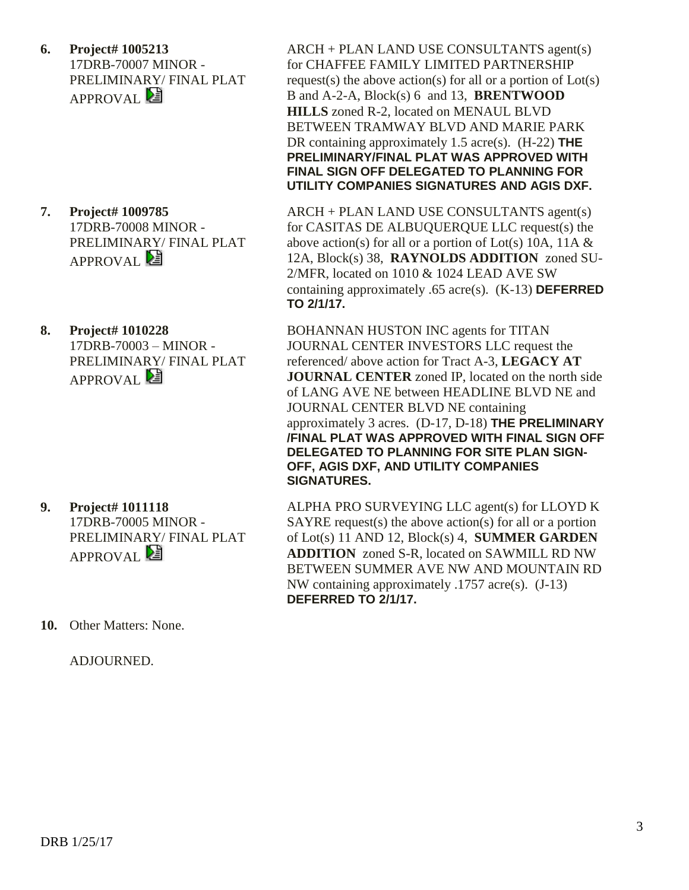**6. Project# 1005213**
17DRB-70007 MINOR - PRELIMINARY/ FINAL PLAT APPROVAL

ARCH + PLAN LAND USE CONSULTANTS agent(s) for CHAFFEE FAMILY LIMITED PARTNERSHIP request(s) the above action(s) for all or a portion of Lot(s) B and A-2-A, Block(s) 6 and 13, **BRENTWOOD HILLS** zoned R-2, located on MENAUL BLVD BETWEEN TRAMWAY BLVD AND MARIE PARK DR containing approximately 1.5 acre(s). (H-22) **THE PRELIMINARY/FINAL PLAT WAS APPROVED WITH FINAL SIGN OFF DELEGATED TO PLANNING FOR UTILITY COMPANIES SIGNATURES AND AGIS DXF.**

**7. Project# 1009785**
17DRB-70008 MINOR - PRELIMINARY/ FINAL PLAT APPROVAL

ARCH + PLAN LAND USE CONSULTANTS agent(s) for CASITAS DE ALBUQUERQUE LLC request(s) the above action(s) for all or a portion of Lot(s) 10A, 11A & 12A, Block(s) 38, **RAYNOLDS ADDITION** zoned SU-2/MFR, located on 1010 & 1024 LEAD AVE SW containing approximately .65 acre(s). (K-13) **DEFERRED TO 2/1/17.**

**8. Project# 1010228**
17DRB-70003 – MINOR - PRELIMINARY/ FINAL PLAT APPROVAL

BOHANNAN HUSTON INC agents for TITAN JOURNAL CENTER INVESTORS LLC request the referenced/ above action for Tract A-3, **LEGACY AT JOURNAL CENTER** zoned IP, located on the north side of LANG AVE NE between HEADLINE BLVD NE and JOURNAL CENTER BLVD NE containing approximately 3 acres. (D-17, D-18) **THE PRELIMINARY /FINAL PLAT WAS APPROVED WITH FINAL SIGN OFF DELEGATED TO PLANNING FOR SITE PLAN SIGN-OFF, AGIS DXF, AND UTILITY COMPANIES SIGNATURES.**

**9. Project# 1011118**
17DRB-70005 MINOR - PRELIMINARY/ FINAL PLAT APPROVAL

ALPHA PRO SURVEYING LLC agent(s) for LLOYD K SAYRE request(s) the above action(s) for all or a portion of Lot(s) 11 AND 12, Block(s) 4, **SUMMER GARDEN ADDITION** zoned S-R, located on SAWMILL RD NW BETWEEN SUMMER AVE NW AND MOUNTAIN RD NW containing approximately .1757 acre(s). (J-13) **DEFERRED TO 2/1/17.**

**10.** Other Matters: None.

ADJOURNED.

DRB 1/25/17